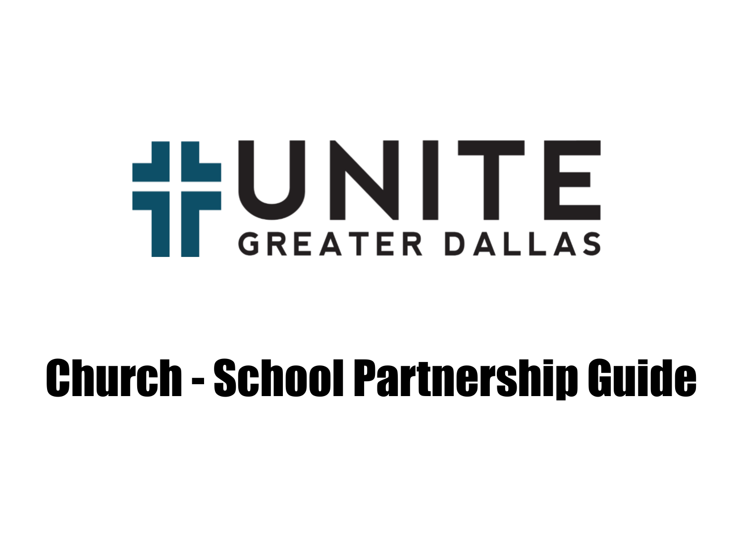# UNITE GREATER DALLAS

# Church - School Partnership Guide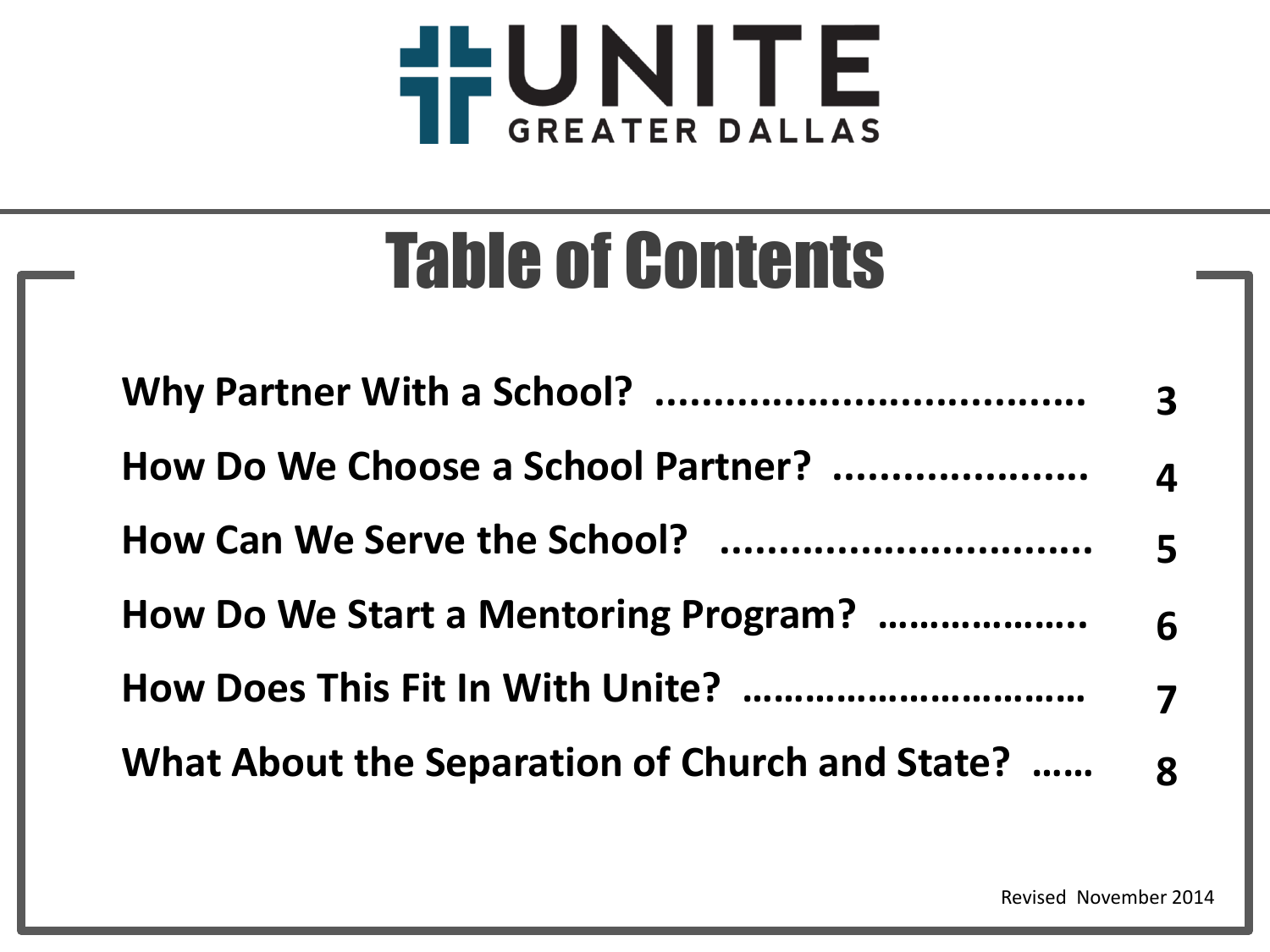UNITE GREATER DALLAS

# Table of Contents

| | |
|---|---|
| **Why Partner With a School?** | **3** |
| **How Do We Choose a School Partner?** | **4** |
| **How Can We Serve the School?** | **5** |
| **How Do We Start a Mentoring Program?** | **6** |
| **How Does This Fit In With Unite?** | **7** |
| **What About the Separation of Church and State?** | **8** |

Revised November 2014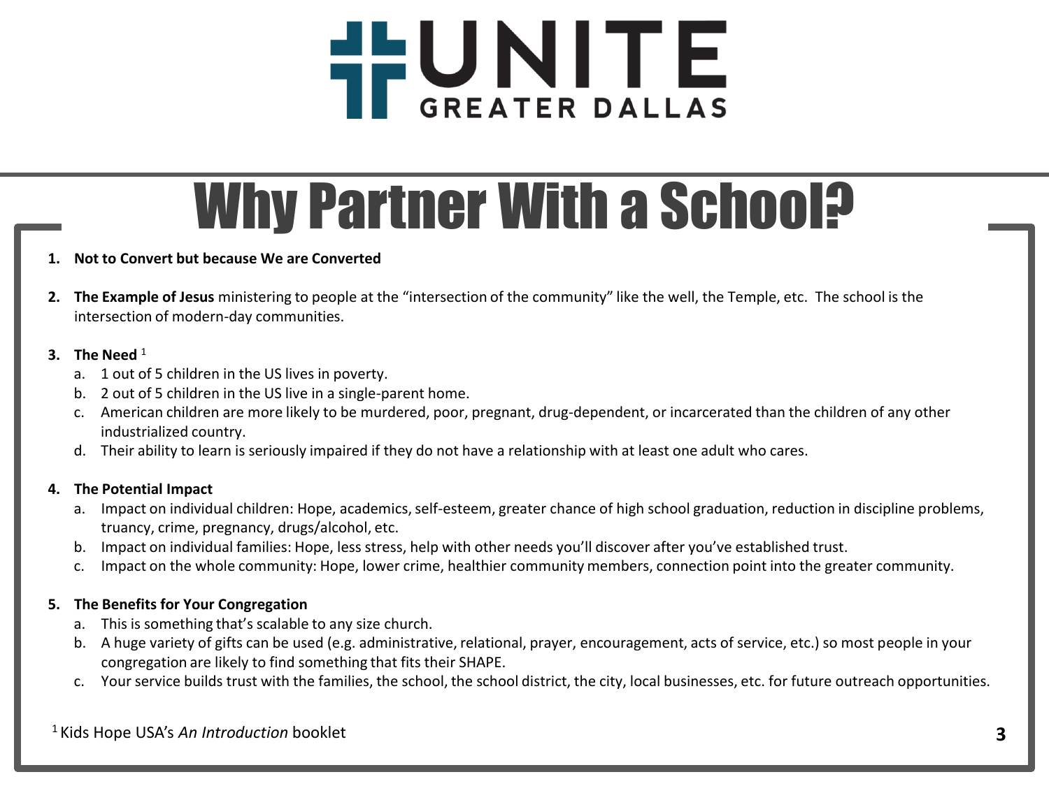UNITE GREATER DALLAS

# Why Partner With a School?

1. **Not to Convert but because We are Converted**

2. **The Example of Jesus** ministering to people at the “intersection of the community” like the well, the Temple, etc. The school is the intersection of modern-day communities.

3. **The Need** [1]
   a. 1 out of 5 children in the US lives in poverty.
   b. 2 out of 5 children in the US live in a single-parent home.
   c. American children are more likely to be murdered, poor, pregnant, drug-dependent, or incarcerated than the children of any other industrialized country.
   d. Their ability to learn is seriously impaired if they do not have a relationship with at least one adult who cares.

4. **The Potential Impact**
   a. Impact on individual children: Hope, academics, self-esteem, greater chance of high school graduation, reduction in discipline problems, truancy, crime, pregnancy, drugs/alcohol, etc.
   b. Impact on individual families: Hope, less stress, help with other needs you’ll discover after you’ve established trust.
   c. Impact on the whole community: Hope, lower crime, healthier community members, connection point into the greater community.

5. **The Benefits for Your Congregation**
   a. This is something that’s scalable to any size church.
   b. A huge variety of gifts can be used (e.g. administrative, relational, prayer, encouragement, acts of service, etc.) so most people in your congregation are likely to find something that fits their SHAPE.
   c. Your service builds trust with the families, the school, the school district, the city, local businesses, etc. for future outreach opportunities.

[1] Kids Hope USA’s *An Introduction* booklet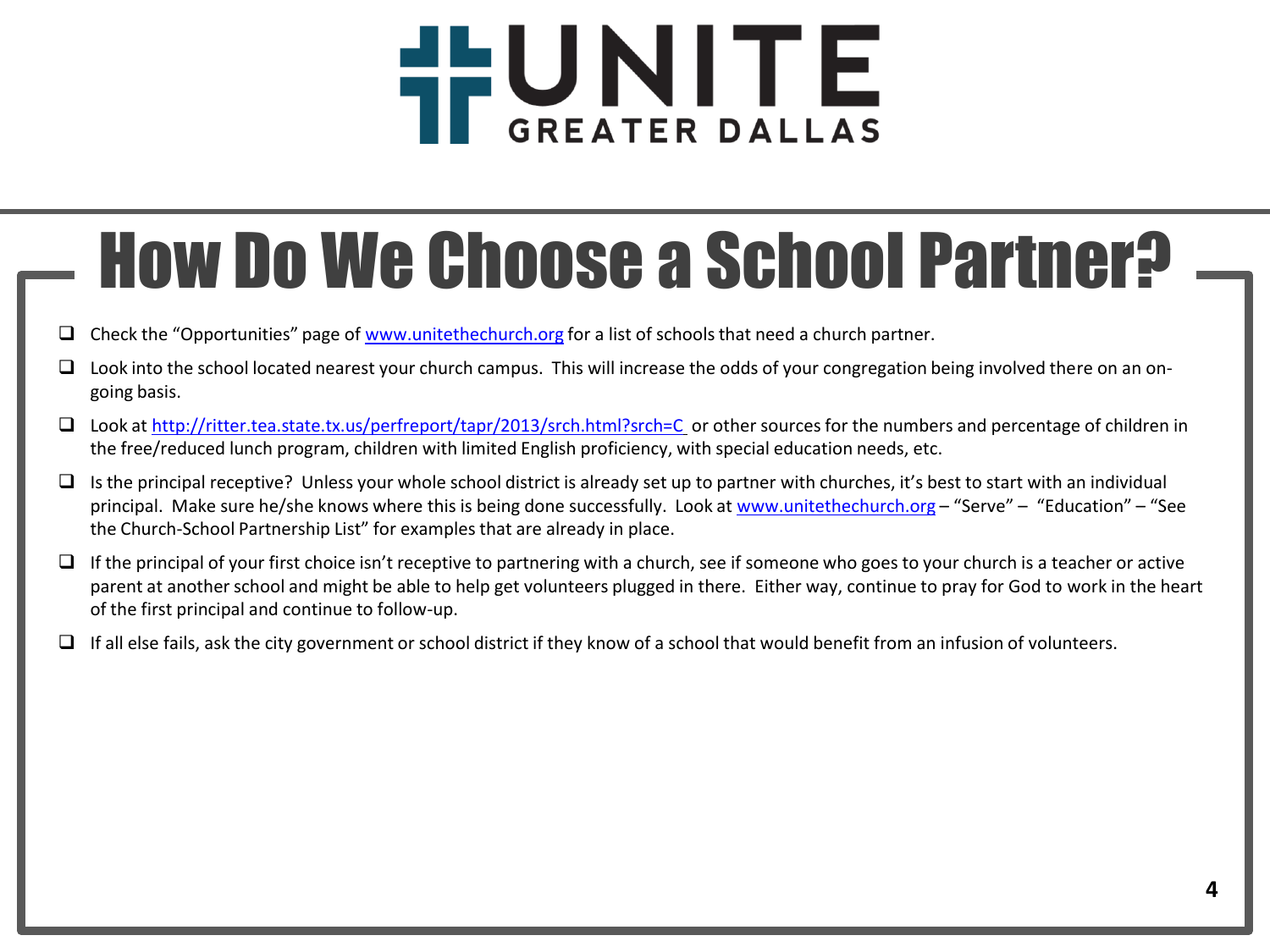UNITE GREATER DALLAS

# How Do We Choose a School Partner?

- ❑ Check the "Opportunities" page of www.unitethechurch.org for a list of schools that need a church partner.
- ❑ Look into the school located nearest your church campus. This will increase the odds of your congregation being involved there on an on-going basis.
- ❑ Look at http://ritter.tea.state.tx.us/perfreport/tapr/2013/srch.html?srch=C or other sources for the numbers and percentage of children in the free/reduced lunch program, children with limited English proficiency, with special education needs, etc.
- ❑ Is the principal receptive? Unless your whole school district is already set up to partner with churches, it's best to start with an individual principal. Make sure he/she knows where this is being done successfully. Look at www.unitethechurch.org – "Serve" – "Education" – "See the Church-School Partnership List" for examples that are already in place.
- ❑ If the principal of your first choice isn't receptive to partnering with a church, see if someone who goes to your church is a teacher or active parent at another school and might be able to help get volunteers plugged in there. Either way, continue to pray for God to work in the heart of the first principal and continue to follow-up.
- ❑ If all else fails, ask the city government or school district if they know of a school that would benefit from an infusion of volunteers.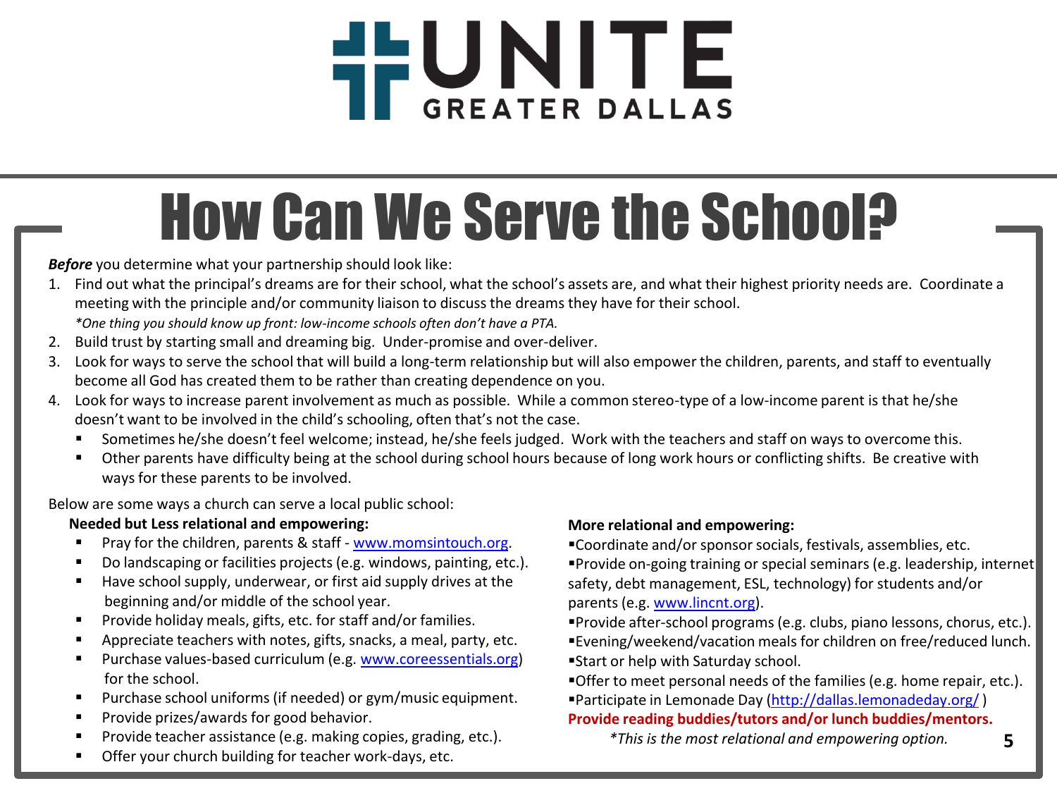UNITE GREATER DALLAS

# How Can We Serve the School?

***Before*** you determine what your partnership should look like:

1. Find out what the principal's dreams are for their school, what the school's assets are, and what their highest priority needs are. Coordinate a meeting with the principle and/or community liaison to discuss the dreams they have for their school.
   *\*One thing you should know up front: low-income schools often don't have a PTA.*
2. Build trust by starting small and dreaming big. Under-promise and over-deliver.
3. Look for ways to serve the school that will build a long-term relationship but will also empower the children, parents, and staff to eventually become all God has created them to be rather than creating dependence on you.
4. Look for ways to increase parent involvement as much as possible. While a common stereo-type of a low-income parent is that he/she doesn't want to be involved in the child's schooling, often that's not the case.
   - Sometimes he/she doesn't feel welcome; instead, he/she feels judged. Work with the teachers and staff on ways to overcome this.
   - Other parents have difficulty being at the school during school hours because of long work hours or conflicting shifts. Be creative with ways for these parents to be involved.

Below are some ways a church can serve a local public school:

**Needed but Less relational and empowering:**

- Pray for the children, parents & staff - www.momsintouch.org.
- Do landscaping or facilities projects (e.g. windows, painting, etc.).
- Have school supply, underwear, or first aid supply drives at the beginning and/or middle of the school year.
- Provide holiday meals, gifts, etc. for staff and/or families.
- Appreciate teachers with notes, gifts, snacks, a meal, party, etc.
- Purchase values-based curriculum (e.g. www.coreessentials.org) for the school.
- Purchase school uniforms (if needed) or gym/music equipment.
- Provide prizes/awards for good behavior.
- Provide teacher assistance (e.g. making copies, grading, etc.).
- Offer your church building for teacher work-days, etc.

**More relational and empowering:**

- Coordinate and/or sponsor socials, festivals, assemblies, etc.
- Provide on-going training or special seminars (e.g. leadership, internet safety, debt management, ESL, technology) for students and/or parents (e.g. www.lincnt.org).
- Provide after-school programs (e.g. clubs, piano lessons, chorus, etc.).
- Evening/weekend/vacation meals for children on free/reduced lunch.
- Start or help with Saturday school.
- Offer to meet personal needs of the families (e.g. home repair, etc.).
- Participate in Lemonade Day (http://dallas.lemonadeday.org/ )

**Provide reading buddies/tutors and/or lunch buddies/mentors.**

*\*This is the most relational and empowering option.*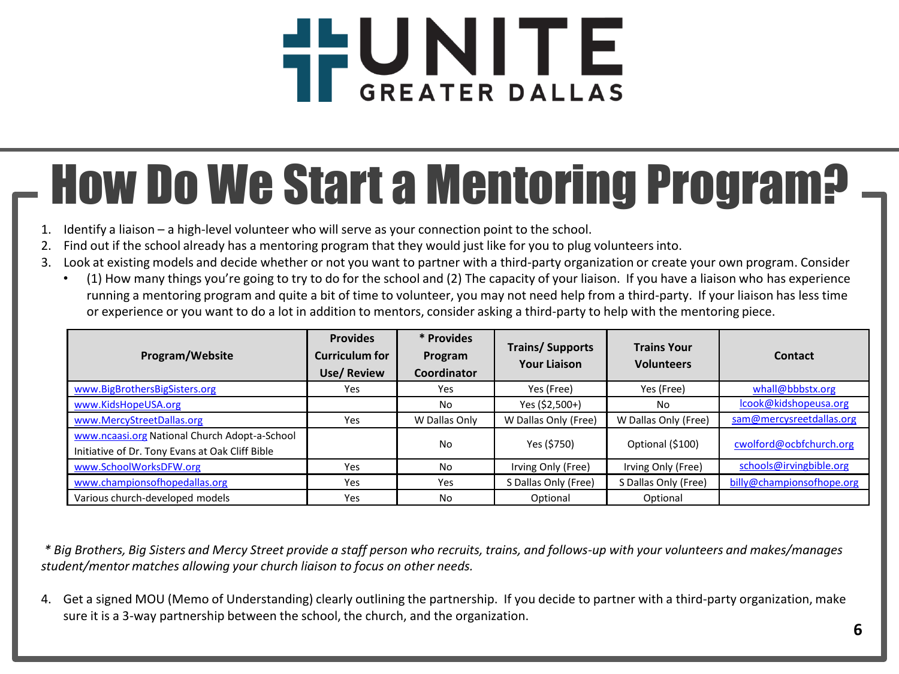UNITE GREATER DALLAS

# How Do We Start a Mentoring Program?

1. Identify a liaison – a high-level volunteer who will serve as your connection point to the school.
2. Find out if the school already has a mentoring program that they would just like for you to plug volunteers into.
3. Look at existing models and decide whether or not you want to partner with a third-party organization or create your own program. Consider
   - (1) How many things you're going to try to do for the school and (2) The capacity of your liaison. If you have a liaison who has experience running a mentoring program and quite a bit of time to volunteer, you may not need help from a third-party. If your liaison has less time or experience or you want to do a lot in addition to mentors, consider asking a third-party to help with the mentoring piece.

| Program/Website | Provides Curriculum for Use/ Review | * Provides Program Coordinator | Trains/ Supports Your Liaison | Trains Your Volunteers | Contact |
|---|---|---|---|---|---|
| www.BigBrothersBigSisters.org | Yes | Yes | Yes (Free) | Yes (Free) | whall@bbbstx.org |
| www.KidsHopeUSA.org | | No | Yes ($2,500+) | No | lcook@kidshopeusa.org |
| www.MercyStreetDallas.org | Yes | W Dallas Only | W Dallas Only (Free) | W Dallas Only (Free) | sam@mercysreetdallas.org |
| www.ncaasi.org National Church Adopt-a-School Initiative of Dr. Tony Evans at Oak Cliff Bible | | No | Yes ($750) | Optional ($100) | cwolford@ocbfchurch.org |
| www.SchoolWorksDFW.org | Yes | No | Irving Only (Free) | Irving Only (Free) | schools@irvingbible.org |
| www.championsofhopedallas.org | Yes | Yes | S Dallas Only (Free) | S Dallas Only (Free) | billy@championsofhope.org |
| Various church-developed models | Yes | No | Optional | Optional | |

*\* Big Brothers, Big Sisters and Mercy Street provide a staff person who recruits, trains, and follows-up with your volunteers and makes/manages student/mentor matches allowing your church liaison to focus on other needs.*

4. Get a signed MOU (Memo of Understanding) clearly outlining the partnership. If you decide to partner with a third-party organization, make sure it is a 3-way partnership between the school, the church, and the organization.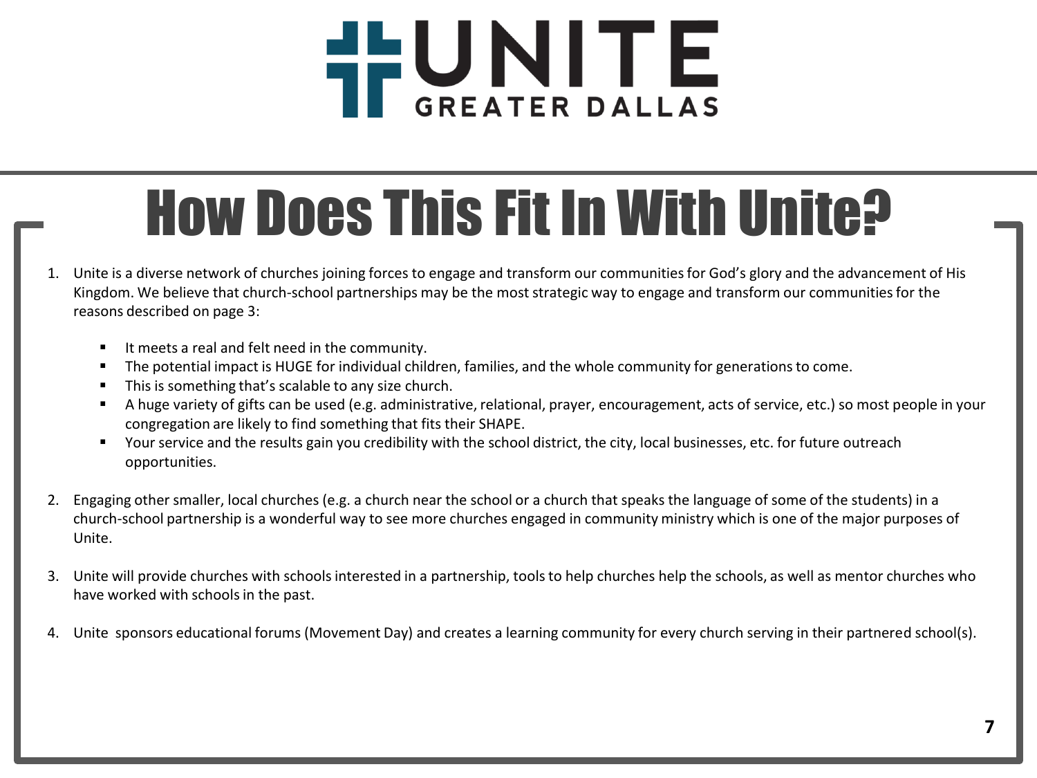UNITE GREATER DALLAS

# How Does This Fit In With Unite?

1. Unite is a diverse network of churches joining forces to engage and transform our communities for God's glory and the advancement of His Kingdom. We believe that church-school partnerships may be the most strategic way to engage and transform our communities for the reasons described on page 3:

   - It meets a real and felt need in the community.
   - The potential impact is HUGE for individual children, families, and the whole community for generations to come.
   - This is something that's scalable to any size church.
   - A huge variety of gifts can be used (e.g. administrative, relational, prayer, encouragement, acts of service, etc.) so most people in your congregation are likely to find something that fits their SHAPE.
   - Your service and the results gain you credibility with the school district, the city, local businesses, etc. for future outreach opportunities.

2. Engaging other smaller, local churches (e.g. a church near the school or a church that speaks the language of some of the students) in a church-school partnership is a wonderful way to see more churches engaged in community ministry which is one of the major purposes of Unite.

3. Unite will provide churches with schools interested in a partnership, tools to help churches help the schools, as well as mentor churches who have worked with schools in the past.

4. Unite sponsors educational forums (Movement Day) and creates a learning community for every church serving in their partnered school(s).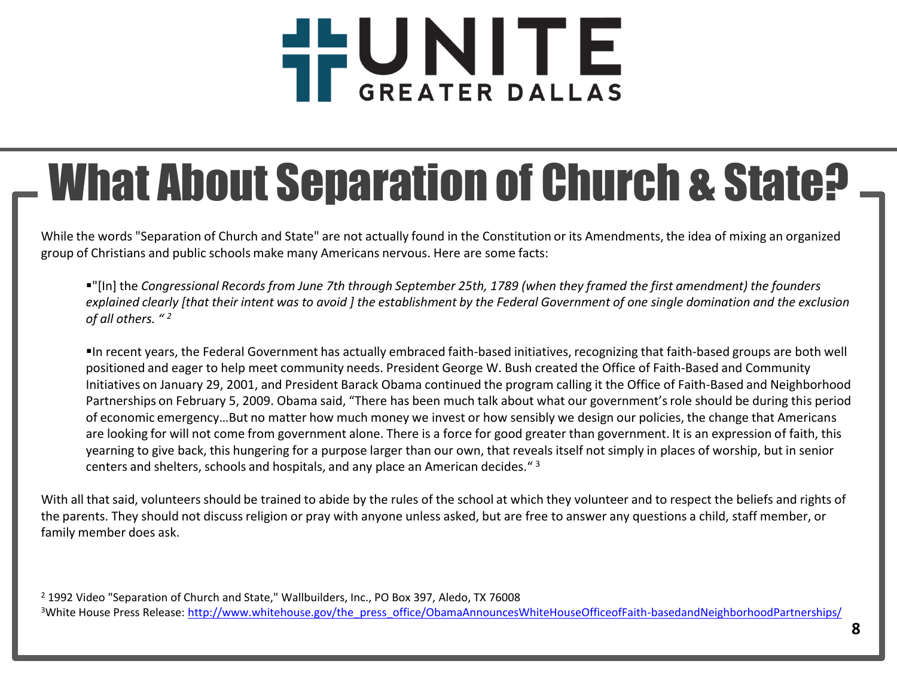UNITE GREATER DALLAS

# What About Separation of Church & State?

While the words "Separation of Church and State" are not actually found in the Constitution or its Amendments, the idea of mixing an organized group of Christians and public schools make many Americans nervous. Here are some facts:

- "[In] the *Congressional Records from June 7th through September 25th, 1789 (when they framed the first amendment) the founders explained clearly [that their intent was to avoid ] the establishment by the Federal Government of one single domination and the exclusion of all others. "* [2]

- In recent years, the Federal Government has actually embraced faith-based initiatives, recognizing that faith-based groups are both well positioned and eager to help meet community needs. President George W. Bush created the Office of Faith-Based and Community Initiatives on January 29, 2001, and President Barack Obama continued the program calling it the Office of Faith-Based and Neighborhood Partnerships on February 5, 2009. Obama said, "There has been much talk about what our government's role should be during this period of economic emergency…But no matter how much money we invest or how sensibly we design our policies, the change that Americans are looking for will not come from government alone. There is a force for good greater than government. It is an expression of faith, this yearning to give back, this hungering for a purpose larger than our own, that reveals itself not simply in places of worship, but in senior centers and shelters, schools and hospitals, and any place an American decides." [3]

With all that said, volunteers should be trained to abide by the rules of the school at which they volunteer and to respect the beliefs and rights of the parents. They should not discuss religion or pray with anyone unless asked, but are free to answer any questions a child, staff member, or family member does ask.

[2] 1992 Video "Separation of Church and State," Wallbuilders, Inc., PO Box 397, Aledo, TX 76008

[3] White House Press Release: http://www.whitehouse.gov/the_press_office/ObamaAnnouncesWhiteHouseOfficeofFaith-basedandNeighborhoodPartnerships/